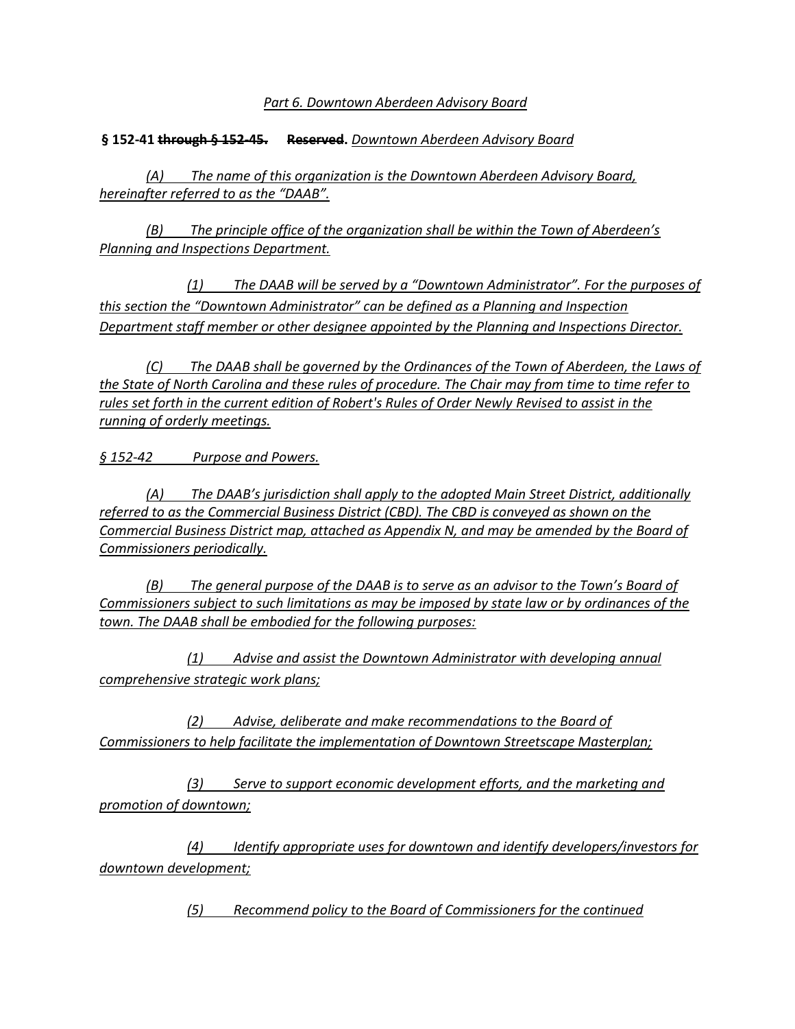*Part 6. Downtown Aberdeen Advisory Board*

**§ 152-41 ~~through § 152-45.~~ ~~Reserved~~.** *Downtown Aberdeen Advisory Board*

*(A) The name of this organization is the Downtown Aberdeen Advisory Board, hereinafter referred to as the "DAAB".*

*(B) The principle office of the organization shall be within the Town of Aberdeen's Planning and Inspections Department.*

*(1) The DAAB will be served by a "Downtown Administrator". For the purposes of this section the "Downtown Administrator" can be defined as a Planning and Inspection Department staff member or other designee appointed by the Planning and Inspections Director.*

*(C) The DAAB shall be governed by the Ordinances of the Town of Aberdeen, the Laws of the State of North Carolina and these rules of procedure. The Chair may from time to time refer to rules set forth in the current edition of Robert's Rules of Order Newly Revised to assist in the running of orderly meetings.*

*§ 152-42 Purpose and Powers.*

*(A) The DAAB's jurisdiction shall apply to the adopted Main Street District, additionally referred to as the Commercial Business District (CBD). The CBD is conveyed as shown on the Commercial Business District map, attached as Appendix N, and may be amended by the Board of Commissioners periodically.*

*(B) The general purpose of the DAAB is to serve as an advisor to the Town's Board of Commissioners subject to such limitations as may be imposed by state law or by ordinances of the town. The DAAB shall be embodied for the following purposes:*

*(1) Advise and assist the Downtown Administrator with developing annual comprehensive strategic work plans;*

*(2) Advise, deliberate and make recommendations to the Board of Commissioners to help facilitate the implementation of Downtown Streetscape Masterplan;*

*(3) Serve to support economic development efforts, and the marketing and promotion of downtown;*

*(4) Identify appropriate uses for downtown and identify developers/investors for downtown development;*

*(5) Recommend policy to the Board of Commissioners for the continued*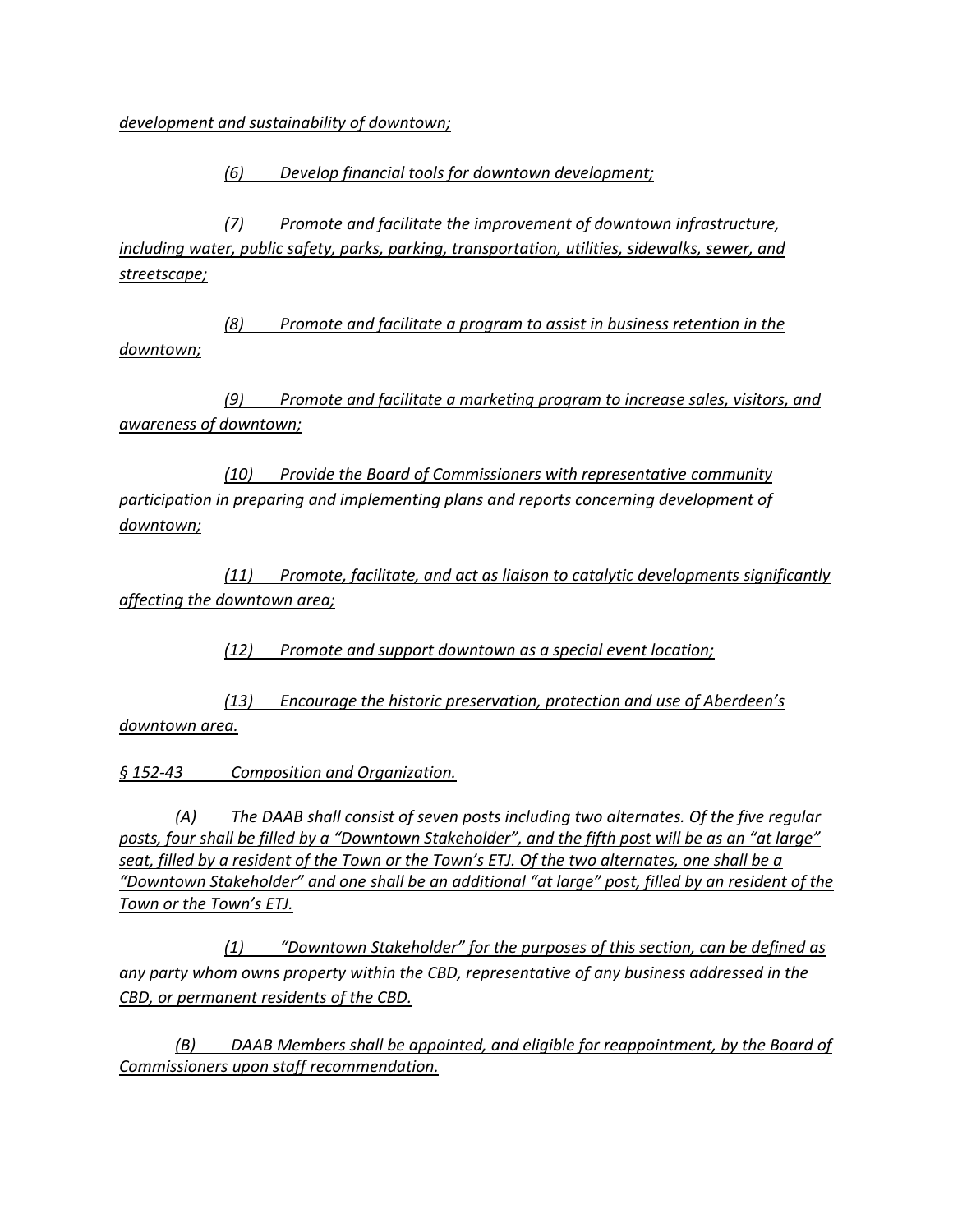*development and sustainability of downtown;*

*(6) Develop financial tools for downtown development;*

*(7) Promote and facilitate the improvement of downtown infrastructure, including water, public safety, parks, parking, transportation, utilities, sidewalks, sewer, and streetscape;*

*(8) Promote and facilitate a program to assist in business retention in the downtown;*

*(9) Promote and facilitate a marketing program to increase sales, visitors, and awareness of downtown;*

*(10) Provide the Board of Commissioners with representative community participation in preparing and implementing plans and reports concerning development of downtown;*

*(11) Promote, facilitate, and act as liaison to catalytic developments significantly affecting the downtown area;*

*(12) Promote and support downtown as a special event location;*

*(13) Encourage the historic preservation, protection and use of Aberdeen's downtown area.*

*§ 152-43 Composition and Organization.*

*(A) The DAAB shall consist of seven posts including two alternates. Of the five regular posts, four shall be filled by a "Downtown Stakeholder", and the fifth post will be as an "at large" seat, filled by a resident of the Town or the Town's ETJ. Of the two alternates, one shall be a "Downtown Stakeholder" and one shall be an additional "at large" post, filled by an resident of the Town or the Town's ETJ.*

*(1) "Downtown Stakeholder" for the purposes of this section, can be defined as any party whom owns property within the CBD, representative of any business addressed in the CBD, or permanent residents of the CBD.*

*(B) DAAB Members shall be appointed, and eligible for reappointment, by the Board of Commissioners upon staff recommendation.*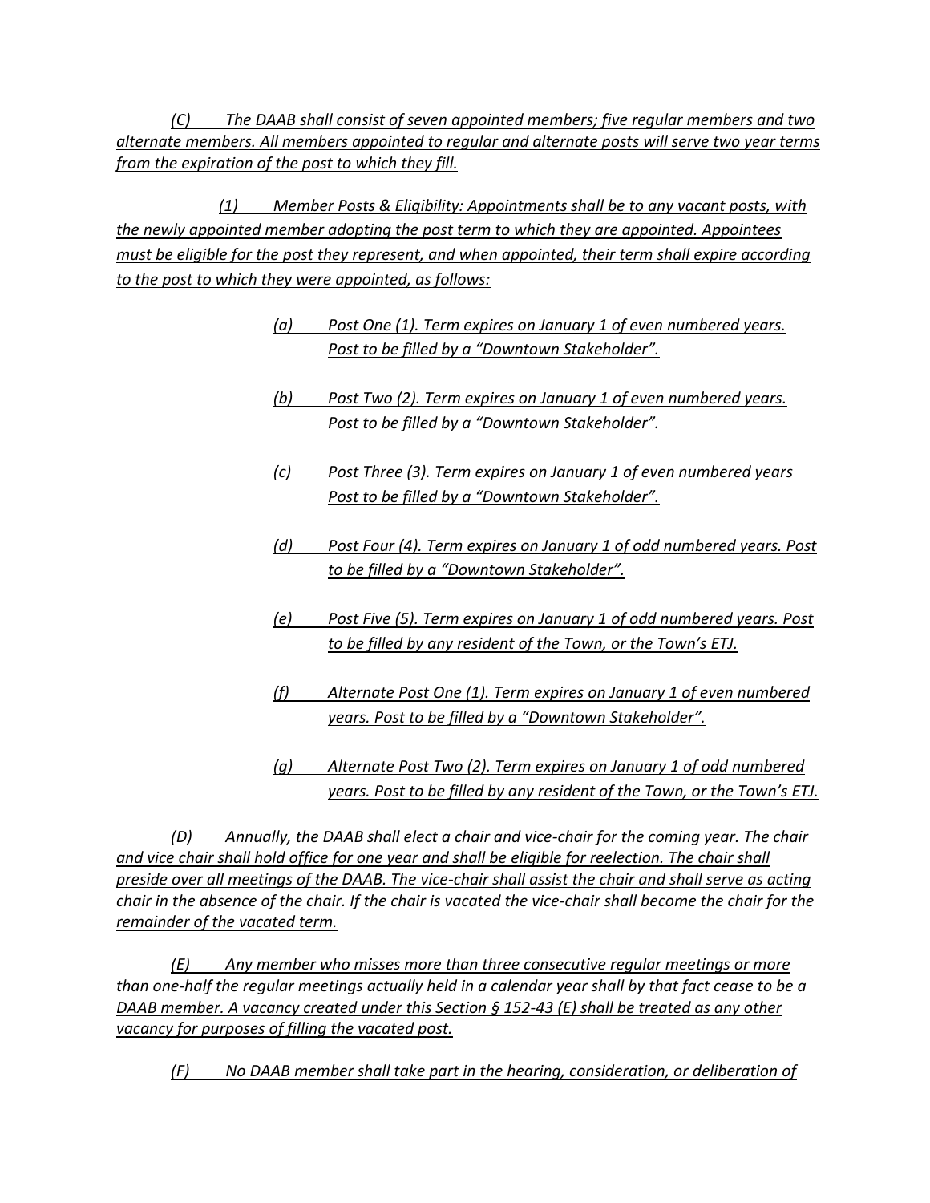*(C) The DAAB shall consist of seven appointed members; five regular members and two alternate members. All members appointed to regular and alternate posts will serve two year terms from the expiration of the post to which they fill.*

*(1) Member Posts & Eligibility: Appointments shall be to any vacant posts, with the newly appointed member adopting the post term to which they are appointed. Appointees must be eligible for the post they represent, and when appointed, their term shall expire according to the post to which they were appointed, as follows:*

*(a) Post One (1). Term expires on January 1 of even numbered years. Post to be filled by a "Downtown Stakeholder".*

*(b) Post Two (2). Term expires on January 1 of even numbered years. Post to be filled by a "Downtown Stakeholder".*

*(c) Post Three (3). Term expires on January 1 of even numbered years Post to be filled by a "Downtown Stakeholder".*

*(d) Post Four (4). Term expires on January 1 of odd numbered years. Post to be filled by a "Downtown Stakeholder".*

*(e) Post Five (5). Term expires on January 1 of odd numbered years. Post to be filled by any resident of the Town, or the Town's ETJ.*

*(f) Alternate Post One (1). Term expires on January 1 of even numbered years. Post to be filled by a "Downtown Stakeholder".*

*(g) Alternate Post Two (2). Term expires on January 1 of odd numbered years. Post to be filled by any resident of the Town, or the Town's ETJ.*

*(D) Annually, the DAAB shall elect a chair and vice-chair for the coming year. The chair and vice chair shall hold office for one year and shall be eligible for reelection. The chair shall preside over all meetings of the DAAB. The vice-chair shall assist the chair and shall serve as acting chair in the absence of the chair. If the chair is vacated the vice-chair shall become the chair for the remainder of the vacated term.*

*(E) Any member who misses more than three consecutive regular meetings or more than one-half the regular meetings actually held in a calendar year shall by that fact cease to be a DAAB member. A vacancy created under this Section § 152-43 (E) shall be treated as any other vacancy for purposes of filling the vacated post.*

*(F) No DAAB member shall take part in the hearing, consideration, or deliberation of*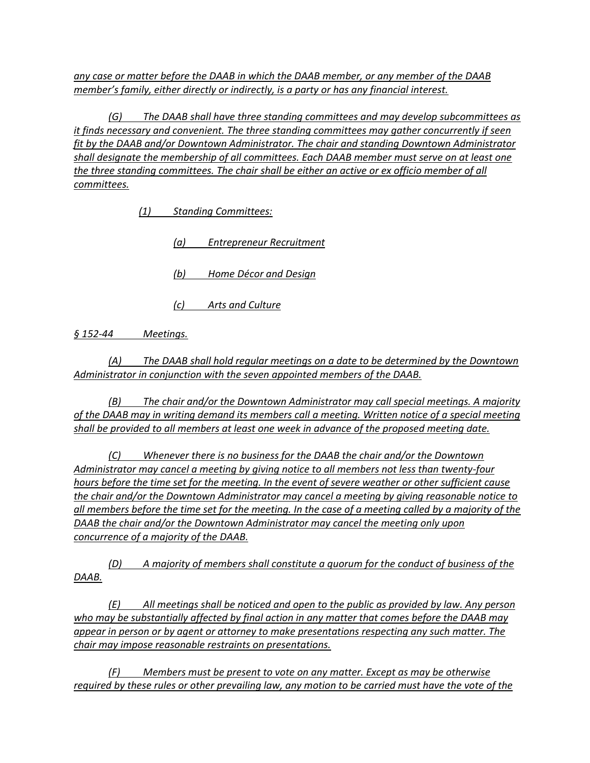*any case or matter before the DAAB in which the DAAB member, or any member of the DAAB member's family, either directly or indirectly, is a party or has any financial interest.*

*(G) The DAAB shall have three standing committees and may develop subcommittees as it finds necessary and convenient. The three standing committees may gather concurrently if seen fit by the DAAB and/or Downtown Administrator. The chair and standing Downtown Administrator shall designate the membership of all committees. Each DAAB member must serve on at least one the three standing committees. The chair shall be either an active or ex officio member of all committees.*

*(1) Standing Committees:*

*(a) Entrepreneur Recruitment*

*(b) Home Décor and Design*

*(c) Arts and Culture*

*§ 152-44 Meetings.*

*(A) The DAAB shall hold regular meetings on a date to be determined by the Downtown Administrator in conjunction with the seven appointed members of the DAAB.*

*(B) The chair and/or the Downtown Administrator may call special meetings. A majority of the DAAB may in writing demand its members call a meeting. Written notice of a special meeting shall be provided to all members at least one week in advance of the proposed meeting date.*

*(C) Whenever there is no business for the DAAB the chair and/or the Downtown Administrator may cancel a meeting by giving notice to all members not less than twenty-four hours before the time set for the meeting. In the event of severe weather or other sufficient cause the chair and/or the Downtown Administrator may cancel a meeting by giving reasonable notice to all members before the time set for the meeting. In the case of a meeting called by a majority of the DAAB the chair and/or the Downtown Administrator may cancel the meeting only upon concurrence of a majority of the DAAB.*

*(D) A majority of members shall constitute a quorum for the conduct of business of the DAAB.*

*(E) All meetings shall be noticed and open to the public as provided by law. Any person who may be substantially affected by final action in any matter that comes before the DAAB may appear in person or by agent or attorney to make presentations respecting any such matter. The chair may impose reasonable restraints on presentations.*

*(F) Members must be present to vote on any matter. Except as may be otherwise required by these rules or other prevailing law, any motion to be carried must have the vote of the*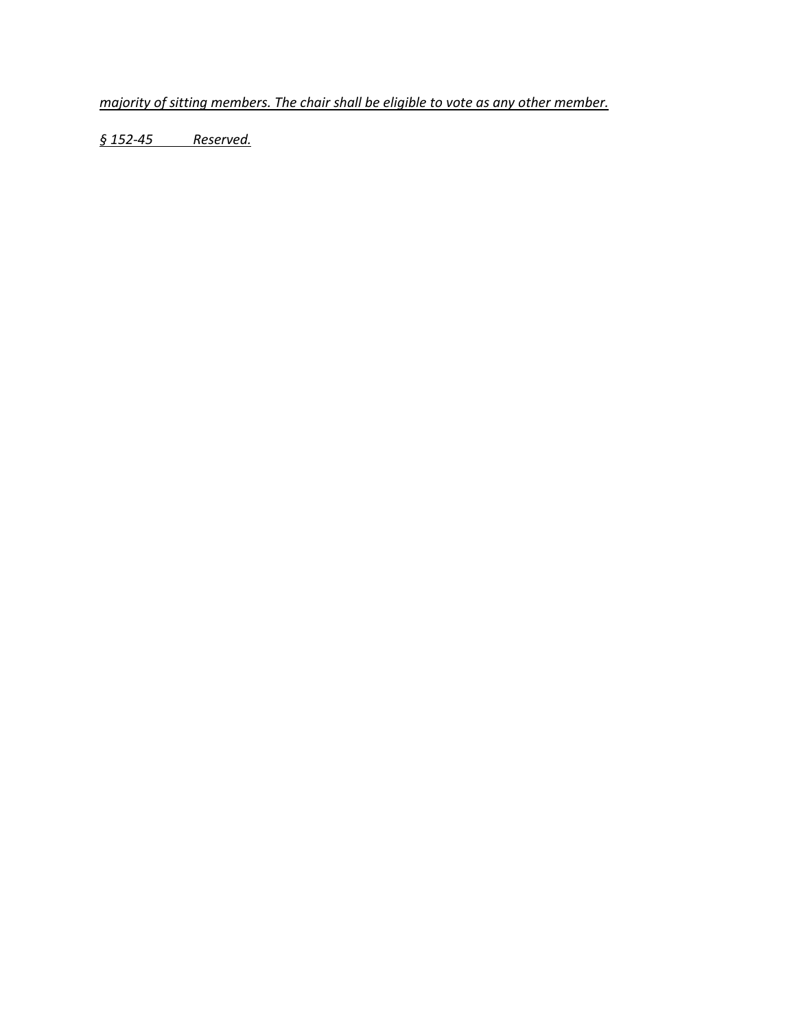*majority of sitting members. The chair shall be eligible to vote as any other member.*

*§ 152-45 Reserved.*